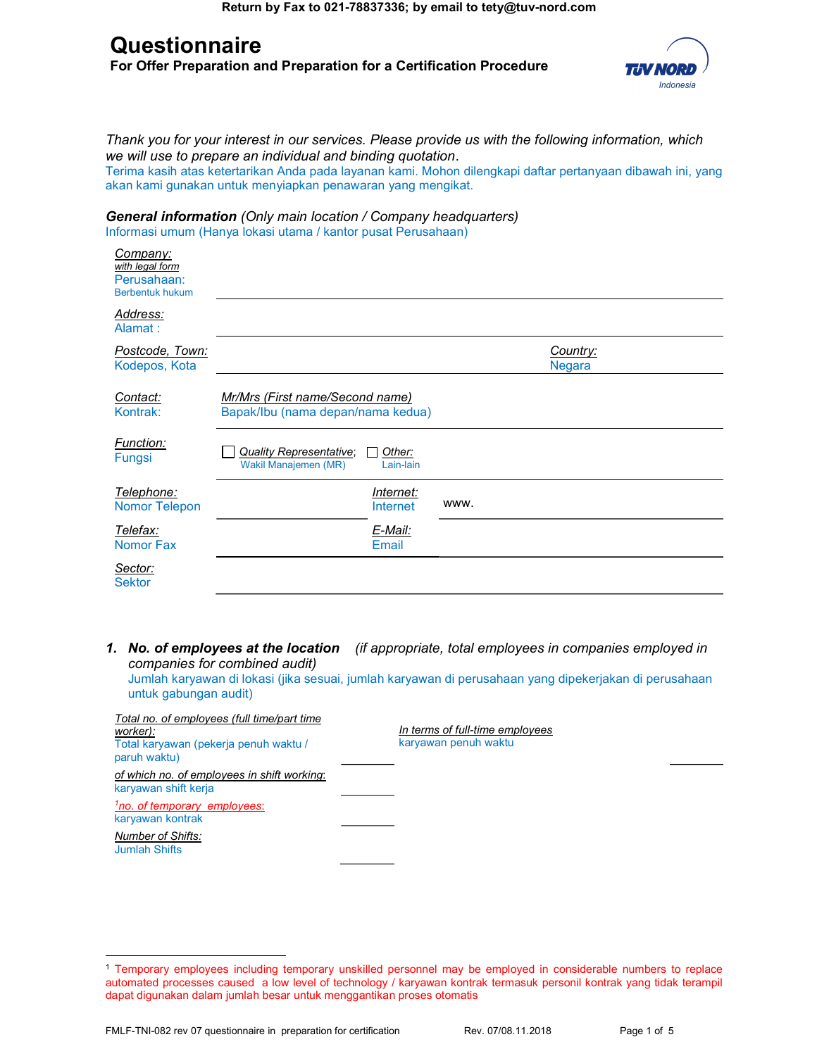Return by Fax to 021-78837336; by email to tety@tuv-nord.com

# Questionnaire

**For Offer Preparation and Preparation for a Certification Procedure**

*Thank you for your interest in our services. Please provide us with the following information, which we will use to prepare an individual and binding quotation.*

Terima kasih atas ketertarikan Anda pada layanan kami. Mohon dilengkapi daftar pertanyaan dibawah ini, yang akan kami gunakan untuk menyiapkan penawaran yang mengikat.

## *General information* *(Only main location / Company headquarters)*

Informasi umum (Hanya lokasi utama / kantor pusat Perusahaan)

| | | | |
|---|---|---|---|
| *Company:* *with legal form* Perusahaan: Berbentuk hukum | | | |
| *Address:* Alamat : | | | |
| *Postcode, Town:* Kodepos, Kota | | *Country:* Negara | |
| *Contact:* Kontrak: | *Mr/Mrs (First name/Second name)* Bapak/Ibu (nama depan/nama kedua) | | |
| *Function:* Fungsi | ☐ *Quality Representative*; Wakil Manajemen (MR) ☐ *Other:* Lain-lain | | |
| *Telephone:* Nomor Telepon | | *Internet:* Internet | www. |
| *Telefax:* Nomor Fax | | *E-Mail:* Email | |
| *Sector:* Sektor | | | |

### 1. *No. of employees at the location* *(if appropriate, total employees in companies employed in companies for combined audit)*

Jumlah karyawan di lokasi (jika sesuai, jumlah karyawan di perusahaan yang dipekerjakan di perusahaan untuk gabungan audit)

| | | | |
|---|---|---|---|
| *Total no. of employees (full time/part time worker):* Total karyawan (pekerja penuh waktu / paruh waktu) | ______ | *In terms of full-time employees* karyawan penuh waktu | ______ |
| *of which no. of employees in shift working:* karyawan shift kerja | ______ | | |
| [1]*no. of temporary employees:* karyawan kontrak | ______ | | |
| *Number of Shifts:* Jumlah Shifts | ______ | | |

[1] Temporary employees including temporary unskilled personnel may be employed in considerable numbers to replace automated processes caused a low level of technology / karyawan kontrak termasuk personil kontrak yang tidak terampil dapat digunakan dalam jumlah besar untuk menggantikan proses otomatis

FMLF-TNI-082 rev 07 questionnaire in preparation for certification Rev. 07/08.11.2018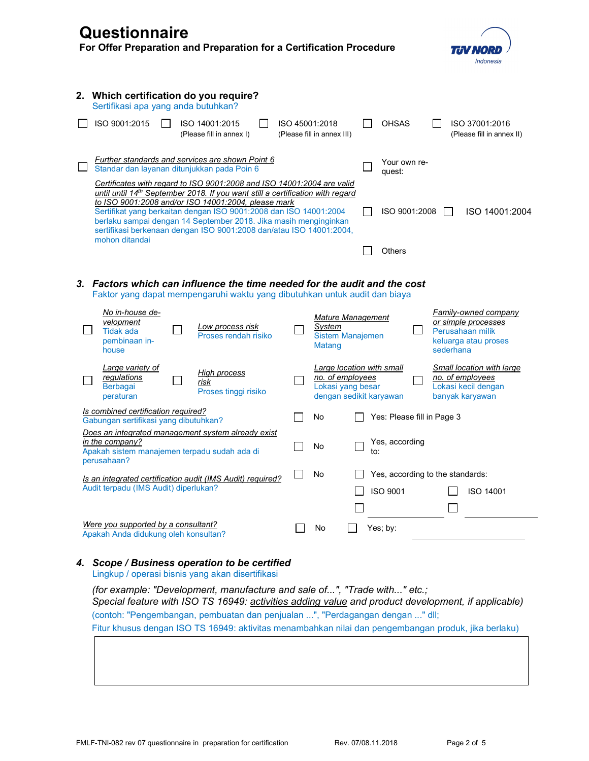# Questionnaire

**For Offer Preparation and Preparation for a Certification Procedure**

## 2. Which certification do you require?

Sertifikasi apa yang anda butuhkan?

- ☐ ISO 9001:2015
- ☐ ISO 14001:2015 (Please fill in annex I)
- ☐ ISO 45001:2018 (Please fill in annex III)
- ☐ OHSAS
- ☐ ISO 37001:2016 (Please fill in annex II)

☐ *Further standards and services are shown Point 6*
Standar dan layanan ditunjukkan pada Poin 6

☐ Your own request:

*Certificates with regard to ISO 9001:2008 and ISO 14001:2004 are valid until until 14th September 2018. If you want still a certification with regard to ISO 9001:2008 and/or ISO 14001:2004, please mark*
Sertifikat yang berkaitan dengan ISO 9001:2008 dan ISO 14001:2004 berlaku sampai dengan 14 September 2018. Jika masih menginginkan sertifikasi berkenaan dengan ISO 9001:2008 dan/atau ISO 14001:2004, mohon ditandai

- ☐ ISO 9001:2008
- ☐ ISO 14001:2004
- ☐ Others

## 3. *Factors which can influence the time needed for the audit and the cost*

Faktor yang dapat mempengaruhi waktu yang dibutuhkan untuk audit dan biaya

| | | | |
|---|---|---|---|
| ☐ *No in-house development* / Tidak ada pembinaan in-house | ☐ *Low process risk* / Proses rendah risiko | ☐ *Mature Management System* / Sistem Manajemen Matang | ☐ *Family-owned company or simple processes* / Perusahaan milik keluarga atau proses sederhana |
| ☐ *Large variety of regulations* / Berbagai peraturan | ☐ *High process risk* / Proses tinggi risiko | ☐ *Large location with small no. of employees* / Lokasi yang besar dengan sedikit karyawan | ☐ *Small location with large no. of employees* / Lokasi kecil dengan banyak karyawan |

*Is combined certification required?*
Gabungan sertifikasi yang dibutuhkan?
☐ No ☐ Yes: Please fill in Page 3

*Does an integrated management system already exist in the company?*
Apakah sistem manajemen terpadu sudah ada di perusahaan?
☐ No ☐ Yes, according to:

*Is an integrated certification audit (IMS Audit) required?*
Audit terpadu (IMS Audit) diperlukan?
☐ No ☐ Yes, according to the standards:
☐ ISO 9001 ☐ ISO 14001
☐ ________ ☐ ________

*Were you supported by a consultant?*
Apakah Anda didukung oleh konsultan?
☐ No ☐ Yes; by: ________

## 4. *Scope / Business operation to be certified*

Lingkup / operasi bisnis yang akan disertifikasi

*(for example: "Development, manufacture and sale of...", "Trade with..." etc.;*
*Special feature with ISO TS 16949: activities adding value and product development, if applicable)*
(contoh: "Pengembangan, pembuatan dan penjualan ...", "Perdagangan dengan ..." dll;
Fitur khusus dengan ISO TS 16949: aktivitas menambahkan nilai dan pengembangan produk, jika berlaku)

| |
|---|
| |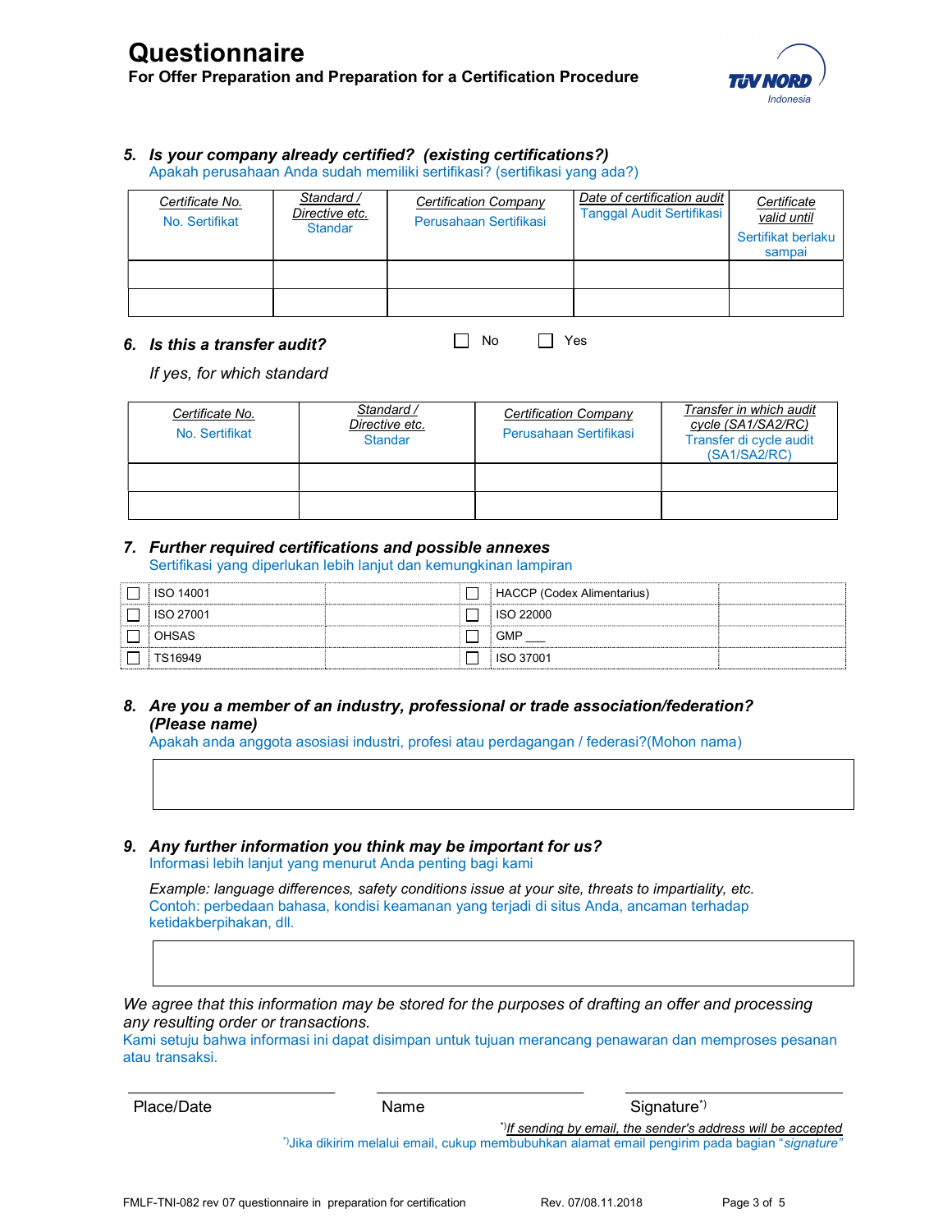# Questionnaire

**For Offer Preparation and Preparation for a Certification Procedure**

### 5. *Is your company already certified? (existing certifications?)*

Apakah perusahaan Anda sudah memiliki sertifikasi? (sertifikasi yang ada?)

| *Certificate No.* No. Sertifikat | *Standard / Directive etc.* Standar | *Certification Company* Perusahaan Sertifikasi | *Date of certification audit* Tanggal Audit Sertifikasi | *Certificate valid until* Sertifikat berlaku sampai |
|---|---|---|---|---|
| | | | | |
| | | | | |

### 6. *Is this a transfer audit?*

☐ No ☐ Yes

*If yes, for which standard*

| *Certificate No.* No. Sertifikat | *Standard / Directive etc.* Standar | *Certification Company* Perusahaan Sertifikasi | *Transfer in which audit cycle (SA1/SA2/RC)* Transfer di cycle audit (SA1/SA2/RC) |
|---|---|---|---|
| | | | |
| | | | |

### 7. *Further required certifications and possible annexes*

Sertifikasi yang diperlukan lebih lanjut dan kemungkinan lampiran

| | | | | | |
|---|---|---|---|---|---|
| ☐ | ISO 14001 | | ☐ | HACCP (Codex Alimentarius) | |
| ☐ | ISO 27001 | | ☐ | ISO 22000 | |
| ☐ | OHSAS | | ☐ | GMP ___ | |
| ☐ | TS16949 | | ☐ | ISO 37001 | |

### 8. *Are you a member of an industry, professional or trade association/federation? (Please name)*

Apakah anda anggota asosiasi industri, profesi atau perdagangan / federasi?(Mohon nama)

### 9. *Any further information you think may be important for us?*

Informasi lebih lanjut yang menurut Anda penting bagi kami

*Example: language differences, safety conditions issue at your site, threats to impartiality, etc.*

Contoh: perbedaan bahasa, kondisi keamanan yang terjadi di situs Anda, ancaman terhadap ketidakberpihakan, dll.

*We agree that this information may be stored for the purposes of drafting an offer and processing any resulting order or transactions.*

Kami setuju bahwa informasi ini dapat disimpan untuk tujuan merancang penawaran dan memproses pesanan atau transaksi.

| Place/Date | Name | Signature*) |
|---|---|---|

*) *If sending by email, the sender's address will be accepted*

*) Jika dikirim melalui email, cukup membubuhkan alamat email pengirim pada bagian "*signature*"

FMLF-TNI-082 rev 07 questionnaire in preparation for certification — Rev. 07/08.11.2018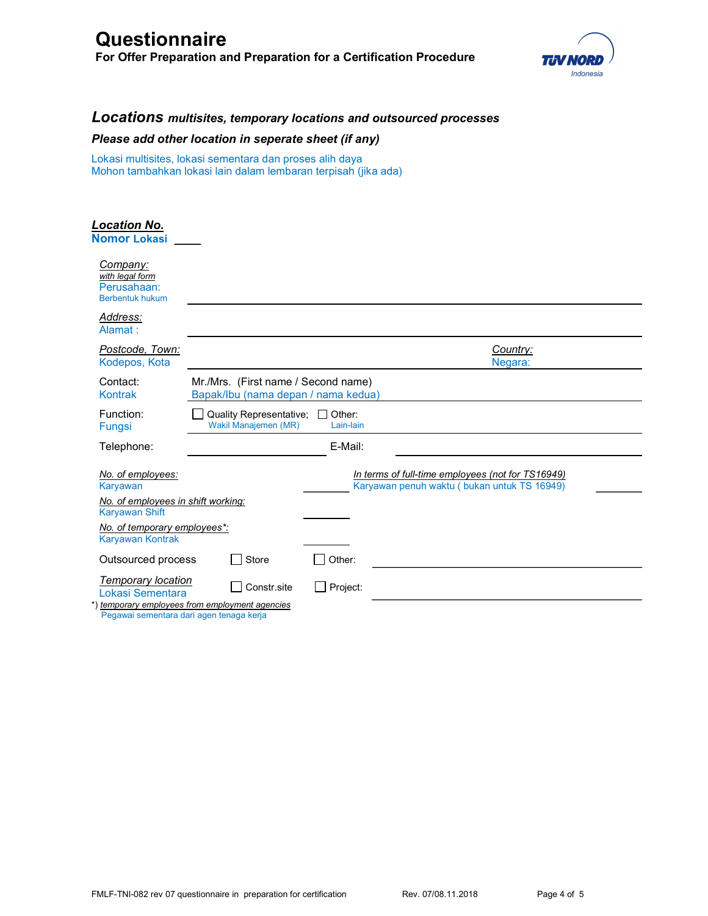# Questionnaire

**For Offer Preparation and Preparation for a Certification Procedure**

## *Locations multisites, temporary locations and outsourced processes*

***Please add other location in seperate sheet (if any)***

Lokasi multisites, lokasi sementara dan proses alih daya
Mohon tambahkan lokasi lain dalam lembaran terpisah (jika ada)

***Location No.***
**Nomor Lokasi** ____

*Company:*
*with legal form*
Perusahaan:
Berbentuk hukum ______________________________

*Address:*
Alamat : ______________________________

*Postcode, Town:* ______________ *Country:*
Kodepos, Kota ______________ Negara: ______________

Contact: Mr./Mrs. (First name / Second name)
Kontrak Bapak/Ibu (nama depan / nama kedua) ______________________________

Function: ☐ Quality Representative; ☐ Other:
Fungsi Wakil Manajemen (MR) Lain-lain ______________________________

Telephone: ______________ E-Mail: ______________

*No. of employees:*
Karyawan ________ *In terms of full-time employees (not for TS16949)* Karyawan penuh waktu ( bukan untuk TS 16949) ________

*No. of employees in shift working:*
Karyawan Shift ________

*No. of temporary employees\*:*
Karyawan Kontrak ________

Outsourced process ☐ Store ☐ Other: ______________________________

*Temporary location*
Lokasi Sementara ☐ Constr.site ☐ Project: ______________________________

*) *temporary employees from employment agencies*
Pegawai sementara dari agen tenaga kerja

FMLF-TNI-082 rev 07 questionnaire in preparation for certification Rev. 07/08.11.2018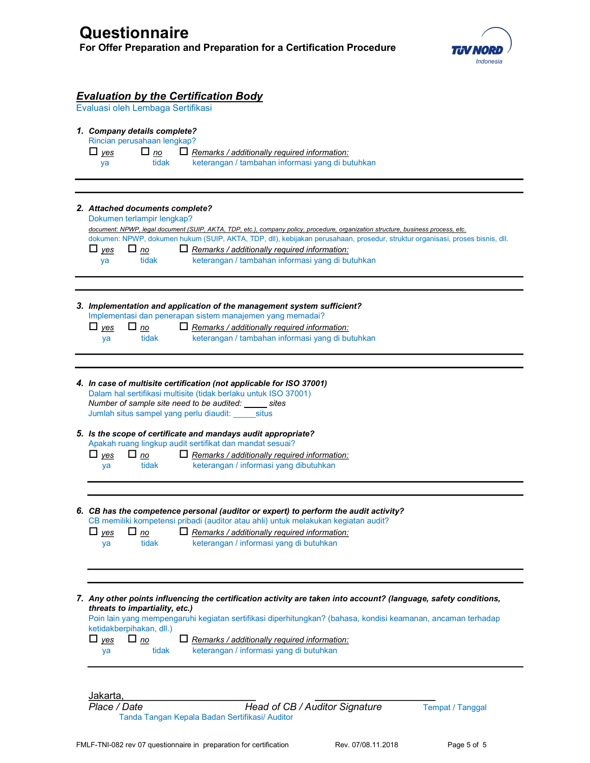# Questionnaire

**For Offer Preparation and Preparation for a Certification Procedure**

## *Evaluation by the Certification Body*

Evaluasi oleh Lembaga Sertifikasi

**1. *Company details complete?***
Rincian perusahaan lengkap?

☐ *yes* ya ☐ *no* tidak ☐ *Remarks / additionally required information:* keterangan / tambahan informasi yang di butuhkan

---

---

**2. *Attached documents complete?***
Dokumen terlampir lengkap?
*document: NPWP, legal document (SUIP, AKTA, TDP, etc.), company policy, procedure, organization structure, business process, etc.*
dokumen: NPWP, dokumen hukum (SUIP, AKTA, TDP, dll), kebijakan perusahaan, prosedur, struktur organisasi, proses bisnis, dll.

☐ *yes* ya ☐ *no* tidak ☐ *Remarks / additionally required information:* keterangan / tambahan informasi yang di butuhkan

---

---

**3. *Implementation and application of the management system sufficient?***
Implementasi dan penerapan sistem manajemen yang memadai?

☐ *yes* ya ☐ *no* tidak ☐ *Remarks / additionally required information:* keterangan / tambahan informasi yang di butuhkan

---

---

**4. *In case of multisite certification (not applicable for ISO 37001)***
Dalam hal sertifikasi multisite (tidak berlaku untuk ISO 37001)
*Number of sample site need to be audited: _____ sites*
Jumlah situs sampel yang perlu diaudit: _____situs

**5. *Is the scope of certificate and mandays audit appropriate?***
Apakah ruang lingkup audit sertifikat dan mandat sesuai?

☐ *yes* ya ☐ *no* tidak ☐ *Remarks / additionally required information:* keterangan / informasi yang dibutuhkan

---

---

**6. *CB has the competence personal (auditor or expert) to perform the audit activity?***
CB memiliki kompetensi pribadi (auditor atau ahli) untuk melakukan kegiatan audit?

☐ *yes* ya ☐ *no* tidak ☐ *Remarks / additionally required information:* keterangan / informasi yang di butuhkan

---

---

**7. *Any other points influencing the certification activity are taken into account? (language, safety conditions, threats to impartiality, etc.)***
Poin lain yang mempengaruhi kegiatan sertifikasi diperhitungkan? (bahasa, kondisi keamanan, ancaman terhadap ketidakberpihakan, dll.)

☐ *yes* ya ☐ *no* tidak ☐ *Remarks / additionally required information:* keterangan / informasi yang di butuhkan

---

Jakarta, ____________________ ____________________

*Place / Date* Tempat / Tanggal *Head of CB / Auditor Signature* Tanda Tangan Kepala Badan Sertifikasi/ Auditor

FMLF-TNI-082 rev 07 questionnaire in preparation for certification Rev. 07/08.11.2018